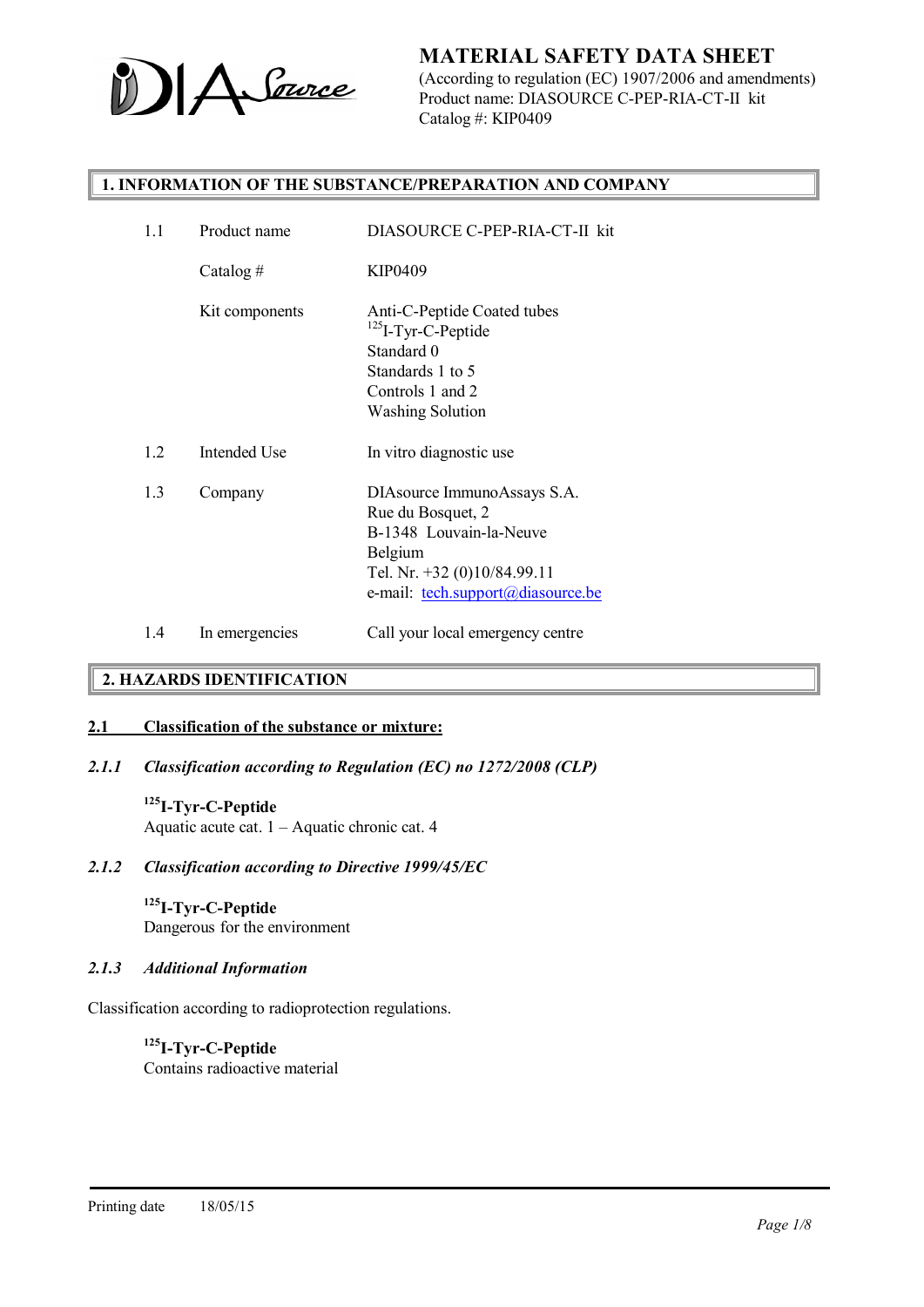# MATERIAL SAFETY DATA SHEET

(According to regulation (EC) 1907/2006 and amendments)
Product name: DIASOURCE C-PEP-RIA-CT-II kit
Catalog #: KIP0409

## 1. INFORMATION OF THE SUBSTANCE/PREPARATION AND COMPANY

| | | |
|---|---|---|
| 1.1 | Product name | DIASOURCE C-PEP-RIA-CT-II kit |
| | Catalog # | KIP0409 |
| | Kit components | Anti-C-Peptide Coated tubes<br>$^{125}$I-Tyr-C-Peptide<br>Standard 0<br>Standards 1 to 5<br>Controls 1 and 2<br>Washing Solution |
| 1.2 | Intended Use | In vitro diagnostic use |
| 1.3 | Company | DIAsource ImmunoAssays S.A.<br>Rue du Bosquet, 2<br>B-1348 Louvain-la-Neuve<br>Belgium<br>Tel. Nr. +32 (0)10/84.99.11<br>e-mail: tech.support@diasource.be |
| 1.4 | In emergencies | Call your local emergency centre |

## 2. HAZARDS IDENTIFICATION

### 2.1 Classification of the substance or mixture:

#### *2.1.1 Classification according to Regulation (EC) no 1272/2008 (CLP)*

**$^{125}$I-Tyr-C-Peptide**
Aquatic acute cat. 1 – Aquatic chronic cat. 4

#### *2.1.2 Classification according to Directive 1999/45/EC*

**$^{125}$I-Tyr-C-Peptide**
Dangerous for the environment

#### *2.1.3 Additional Information*

Classification according to radioprotection regulations.

**$^{125}$I-Tyr-C-Peptide**
Contains radioactive material

Printing date 18/05/15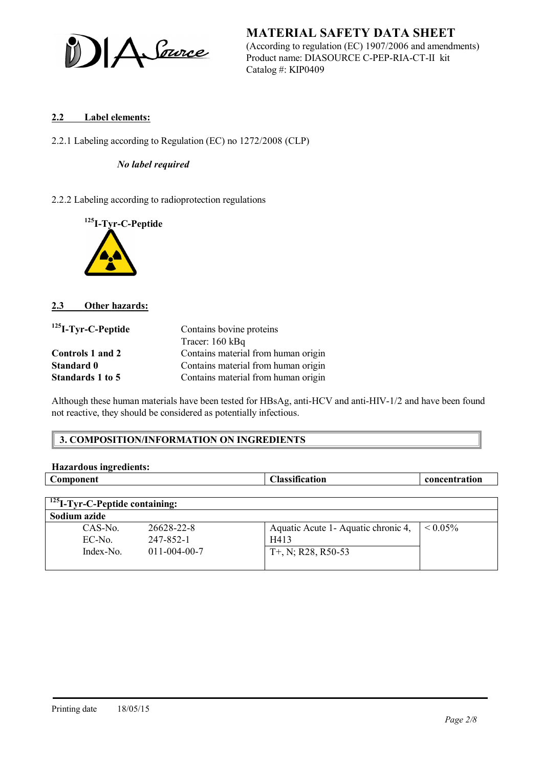### 2.2 Label elements:

2.2.1 Labeling according to Regulation (EC) no 1272/2008 (CLP)

*No label required*

2.2.2 Labeling according to radioprotection regulations

**$^{125}$I-Tyr-C-Peptide**

### 2.3 Other hazards:

| | |
|---|---|
| **$^{125}$I-Tyr-C-Peptide** | Contains bovine proteins<br>Tracer: 160 kBq |
| **Controls 1 and 2** | Contains material from human origin |
| **Standard 0** | Contains material from human origin |
| **Standards 1 to 5** | Contains material from human origin |

Although these human materials have been tested for HBsAg, anti-HCV and anti-HIV-1/2 and have been found not reactive, they should be considered as potentially infectious.

## 3. COMPOSITION/INFORMATION ON INGREDIENTS

**Hazardous ingredients:**

| Component | | Classification | concentration |
|---|---|---|---|
| **$^{125}$I-Tyr-C-Peptide containing:** | | | |
| **Sodium azide** | | | |
| CAS-No. | 26628-22-8 | Aquatic Acute 1- Aquatic chronic 4, H413 | < 0.05% |
| EC-No. | 247-852-1 | | |
| Index-No. | 011-004-00-7 | T+, N; R28, R50-53 | |

Printing date 18/05/15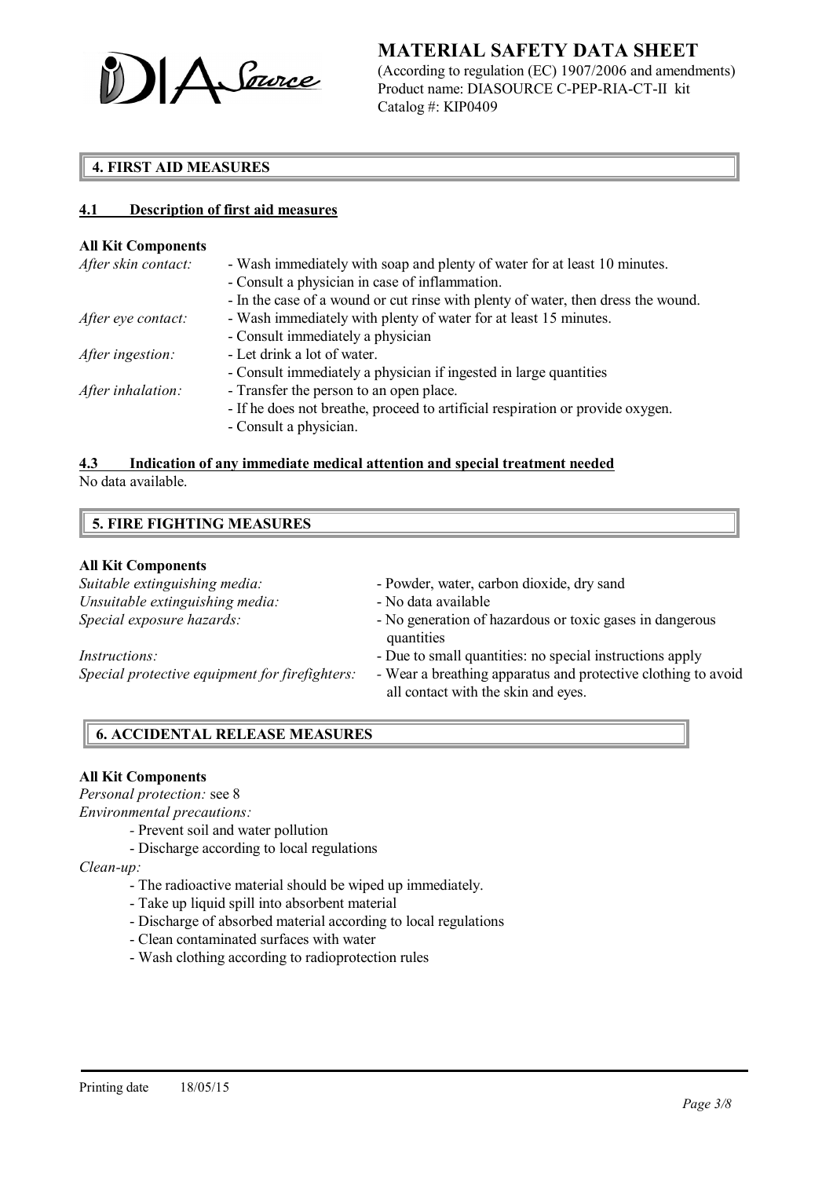## 4. FIRST AID MEASURES

### 4.1 Description of first aid measures

**All Kit Components**

*After skin contact:*
- Wash immediately with soap and plenty of water for at least 10 minutes.
- Consult a physician in case of inflammation.
- In the case of a wound or cut rinse with plenty of water, then dress the wound.

*After eye contact:*
- Wash immediately with plenty of water for at least 15 minutes.
- Consult immediately a physician

*After ingestion:*
- Let drink a lot of water.
- Consult immediately a physician if ingested in large quantities

*After inhalation:*
- Transfer the person to an open place.
- If he does not breathe, proceed to artificial respiration or provide oxygen.
- Consult a physician.

### 4.3 Indication of any immediate medical attention and special treatment needed

No data available.

## 5. FIRE FIGHTING MEASURES

**All Kit Components**

*Suitable extinguishing media:* - Powder, water, carbon dioxide, dry sand

*Unsuitable extinguishing media:* - No data available

*Special exposure hazards:* - No generation of hazardous or toxic gases in dangerous quantities

*Instructions:* - Due to small quantities: no special instructions apply

*Special protective equipment for firefighters:* - Wear a breathing apparatus and protective clothing to avoid all contact with the skin and eyes.

## 6. ACCIDENTAL RELEASE MEASURES

**All Kit Components**

*Personal protection:* see 8

*Environmental precautions:*
- Prevent soil and water pollution
- Discharge according to local regulations

*Clean-up:*
- The radioactive material should be wiped up immediately.
- Take up liquid spill into absorbent material
- Discharge of absorbed material according to local regulations
- Clean contaminated surfaces with water
- Wash clothing according to radioprotection rules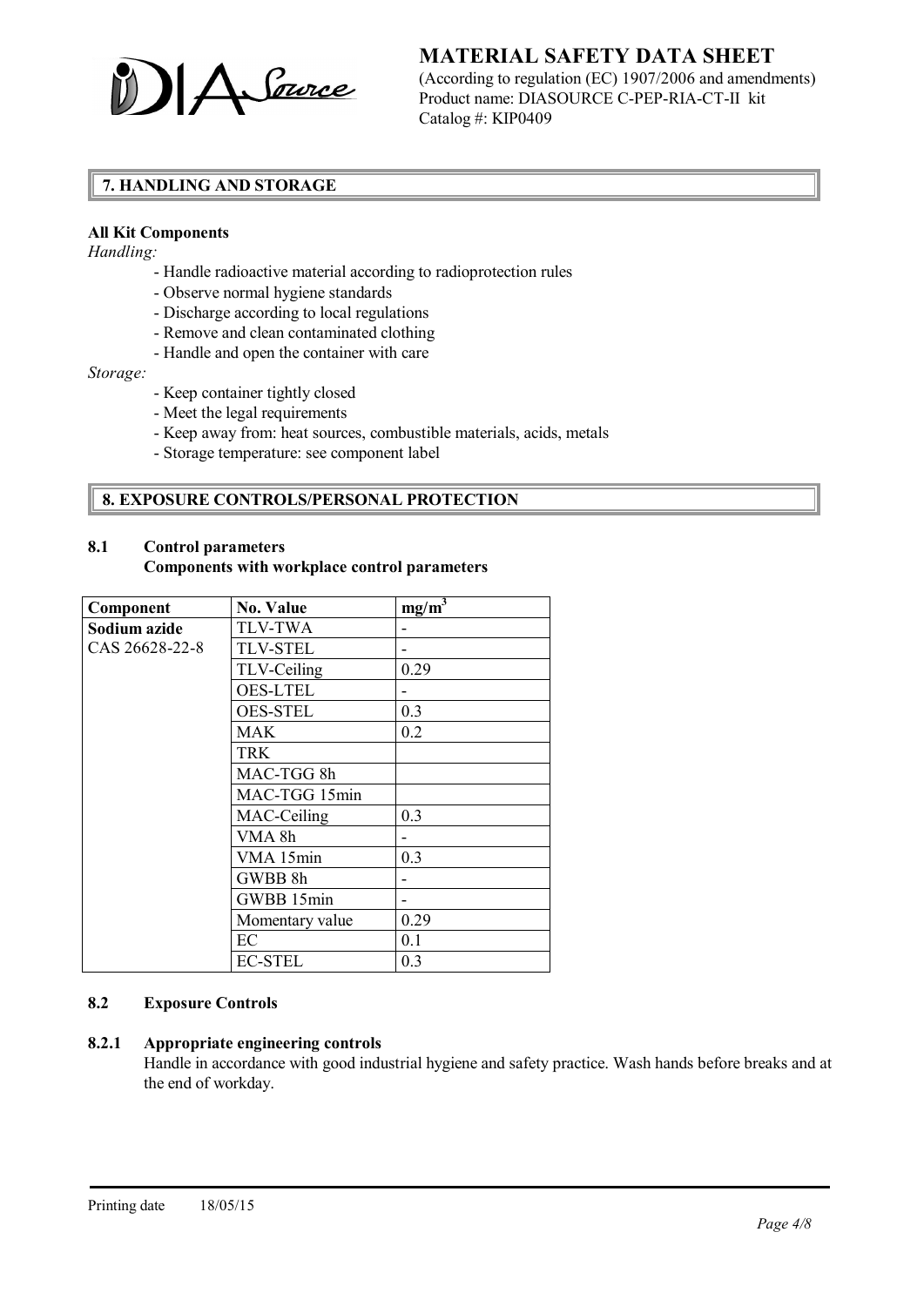## 7. HANDLING AND STORAGE

**All Kit Components**

*Handling:*

- Handle radioactive material according to radioprotection rules
- Observe normal hygiene standards
- Discharge according to local regulations
- Remove and clean contaminated clothing
- Handle and open the container with care

*Storage:*

- Keep container tightly closed
- Meet the legal requirements
- Keep away from: heat sources, combustible materials, acids, metals
- Storage temperature: see component label

## 8. EXPOSURE CONTROLS/PERSONAL PROTECTION

### 8.1 Control parameters

**Components with workplace control parameters**

| Component | No. Value | $mg/m^3$ |
|---|---|---|
| **Sodium azide** CAS 26628-22-8 | TLV-TWA | - |
| | TLV-STEL | - |
| | TLV-Ceiling | 0.29 |
| | OES-LTEL | - |
| | OES-STEL | 0.3 |
| | MAK | 0.2 |
| | TRK | |
| | MAC-TGG 8h | |
| | MAC-TGG 15min | |
| | MAC-Ceiling | 0.3 |
| | VMA 8h | - |
| | VMA 15min | 0.3 |
| | GWBB 8h | - |
| | GWBB 15min | - |
| | Momentary value | 0.29 |
| | EC | 0.1 |
| | EC-STEL | 0.3 |

### 8.2 Exposure Controls

#### 8.2.1 Appropriate engineering controls

Handle in accordance with good industrial hygiene and safety practice. Wash hands before breaks and at the end of workday.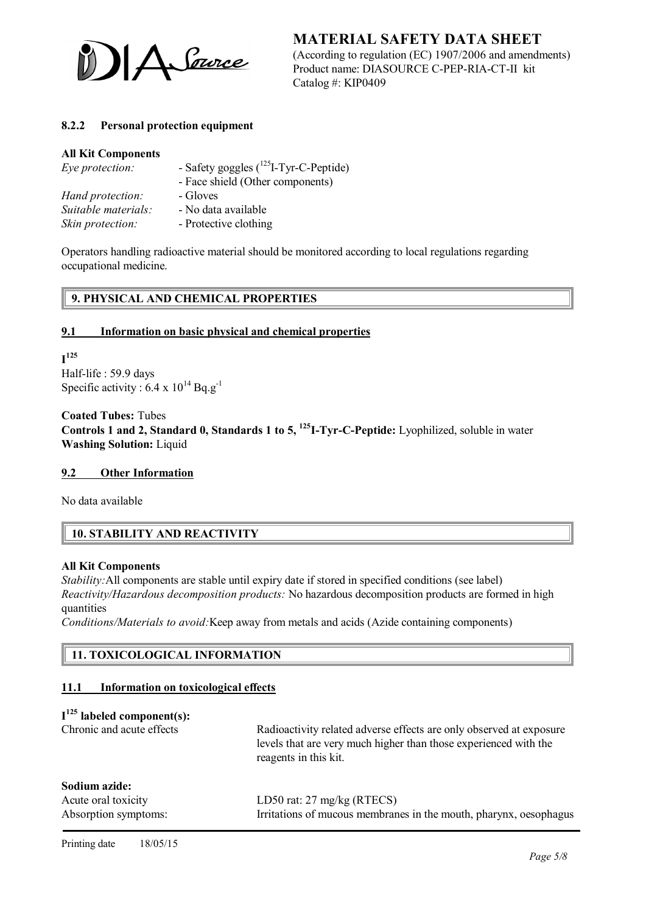#### 8.2.2 Personal protection equipment

**All Kit Components**

| | |
|---|---|
| *Eye protection:* | - Safety goggles ($^{125}$I-Tyr-C-Peptide) |
| | - Face shield (Other components) |
| *Hand protection:* | - Gloves |
| *Suitable materials:* | - No data available |
| *Skin protection:* | - Protective clothing |

Operators handling radioactive material should be monitored according to local regulations regarding occupational medicine.

## 9. PHYSICAL AND CHEMICAL PROPERTIES

### 9.1 Information on basic physical and chemical properties

**$I^{125}$**

Half-life : 59.9 days
Specific activity : $6.4 \times 10^{14}$ $Bq.g^{-1}$

**Coated Tubes:** Tubes
**Controls 1 and 2, Standard 0, Standards 1 to 5, $^{125}$I-Tyr-C-Peptide:** Lyophilized, soluble in water
**Washing Solution:** Liquid

### 9.2 Other Information

No data available

## 10. STABILITY AND REACTIVITY

**All Kit Components**

*Stability:* All components are stable until expiry date if stored in specified conditions (see label)
*Reactivity/Hazardous decomposition products:* No hazardous decomposition products are formed in high quantities
*Conditions/Materials to avoid:* Keep away from metals and acids (Azide containing components)

## 11. TOXICOLOGICAL INFORMATION

### 11.1 Information on toxicological effects

**$I^{125}$ labeled component(s):**

| | |
|---|---|
| Chronic and acute effects | Radioactivity related adverse effects are only observed at exposure levels that are very much higher than those experienced with the reagents in this kit. |

**Sodium azide:**

| | |
|---|---|
| Acute oral toxicity | LD50 rat: 27 mg/kg (RTECS) |
| Absorption symptoms: | Irritations of mucous membranes in the mouth, pharynx, oesophagus |

Printing date 18/05/15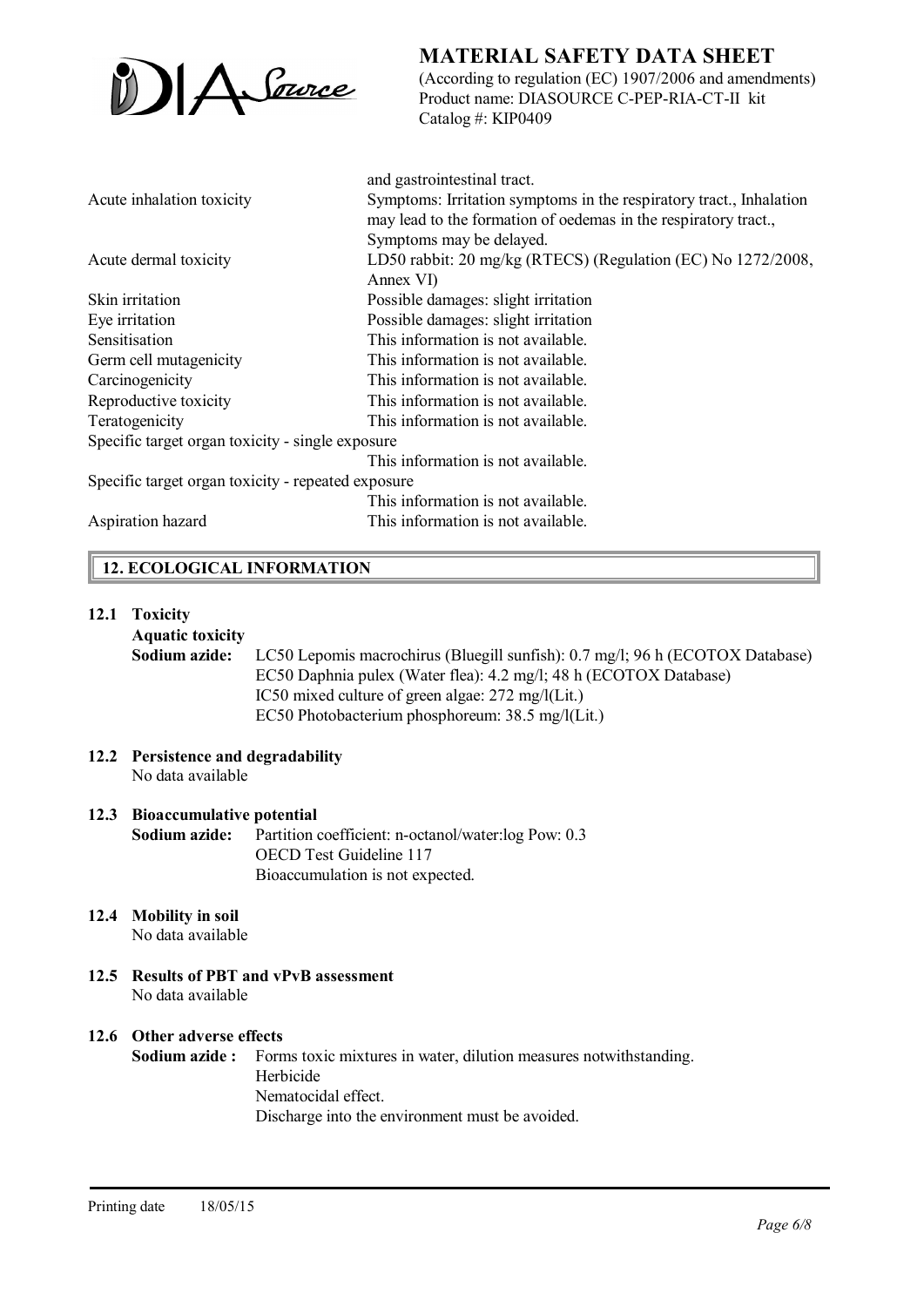| | |
|---|---|
| | and gastrointestinal tract. |
| Acute inhalation toxicity | Symptoms: Irritation symptoms in the respiratory tract., Inhalation may lead to the formation of oedemas in the respiratory tract., Symptoms may be delayed. |
| Acute dermal toxicity | LD50 rabbit: 20 mg/kg (RTECS) (Regulation (EC) No 1272/2008, Annex VI) |
| Skin irritation | Possible damages: slight irritation |
| Eye irritation | Possible damages: slight irritation |
| Sensitisation | This information is not available. |
| Germ cell mutagenicity | This information is not available. |
| Carcinogenicity | This information is not available. |
| Reproductive toxicity | This information is not available. |
| Teratogenicity | This information is not available. |
| Specific target organ toxicity - single exposure | This information is not available. |
| Specific target organ toxicity - repeated exposure | This information is not available. |
| Aspiration hazard | This information is not available. |

## 12. ECOLOGICAL INFORMATION

### 12.1 Toxicity

**Aquatic toxicity**

**Sodium azide:** LC50 Lepomis macrochirus (Bluegill sunfish): 0.7 mg/l; 96 h (ECOTOX Database)
EC50 Daphnia pulex (Water flea): 4.2 mg/l; 48 h (ECOTOX Database)
IC50 mixed culture of green algae: 272 mg/l(Lit.)
EC50 Photobacterium phosphoreum: 38.5 mg/l(Lit.)

### 12.2 Persistence and degradability

No data available

### 12.3 Bioaccumulative potential

**Sodium azide:** Partition coefficient: n-octanol/water:log Pow: 0.3
OECD Test Guideline 117
Bioaccumulation is not expected.

### 12.4 Mobility in soil

No data available

### 12.5 Results of PBT and vPvB assessment

No data available

### 12.6 Other adverse effects

**Sodium azide :** Forms toxic mixtures in water, dilution measures notwithstanding.
Herbicide
Nematocidal effect.
Discharge into the environment must be avoided.

Printing date 18/05/15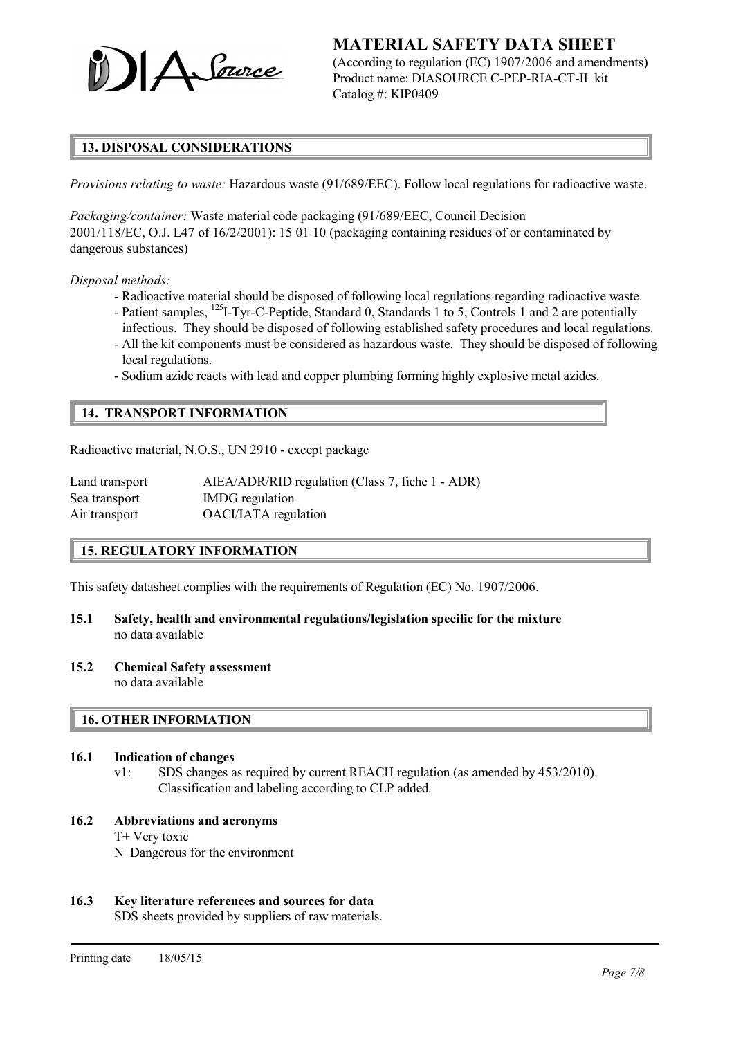## 13. DISPOSAL CONSIDERATIONS

*Provisions relating to waste:* Hazardous waste (91/689/EEC). Follow local regulations for radioactive waste.

*Packaging/container:* Waste material code packaging (91/689/EEC, Council Decision 2001/118/EC, O.J. L47 of 16/2/2001): 15 01 10 (packaging containing residues of or contaminated by dangerous substances)

*Disposal methods:*

- Radioactive material should be disposed of following local regulations regarding radioactive waste.
- Patient samples, $^{125}$I-Tyr-C-Peptide, Standard 0, Standards 1 to 5, Controls 1 and 2 are potentially infectious. They should be disposed of following established safety procedures and local regulations.
- All the kit components must be considered as hazardous waste. They should be disposed of following local regulations.
- Sodium azide reacts with lead and copper plumbing forming highly explosive metal azides.

## 14. TRANSPORT INFORMATION

Radioactive material, N.O.S., UN 2910 - except package

| | |
|---|---|
| Land transport | AIEA/ADR/RID regulation (Class 7, fiche 1 - ADR) |
| Sea transport | IMDG regulation |
| Air transport | OACI/IATA regulation |

## 15. REGULATORY INFORMATION

This safety datasheet complies with the requirements of Regulation (EC) No. 1907/2006.

**15.1 Safety, health and environmental regulations/legislation specific for the mixture**
no data available

**15.2 Chemical Safety assessment**
no data available

## 16. OTHER INFORMATION

**16.1 Indication of changes**

v1: SDS changes as required by current REACH regulation (as amended by 453/2010). Classification and labeling according to CLP added.

**16.2 Abbreviations and acronyms**

T+ Very toxic
N Dangerous for the environment

**16.3 Key literature references and sources for data**
SDS sheets provided by suppliers of raw materials.

Printing date 18/05/15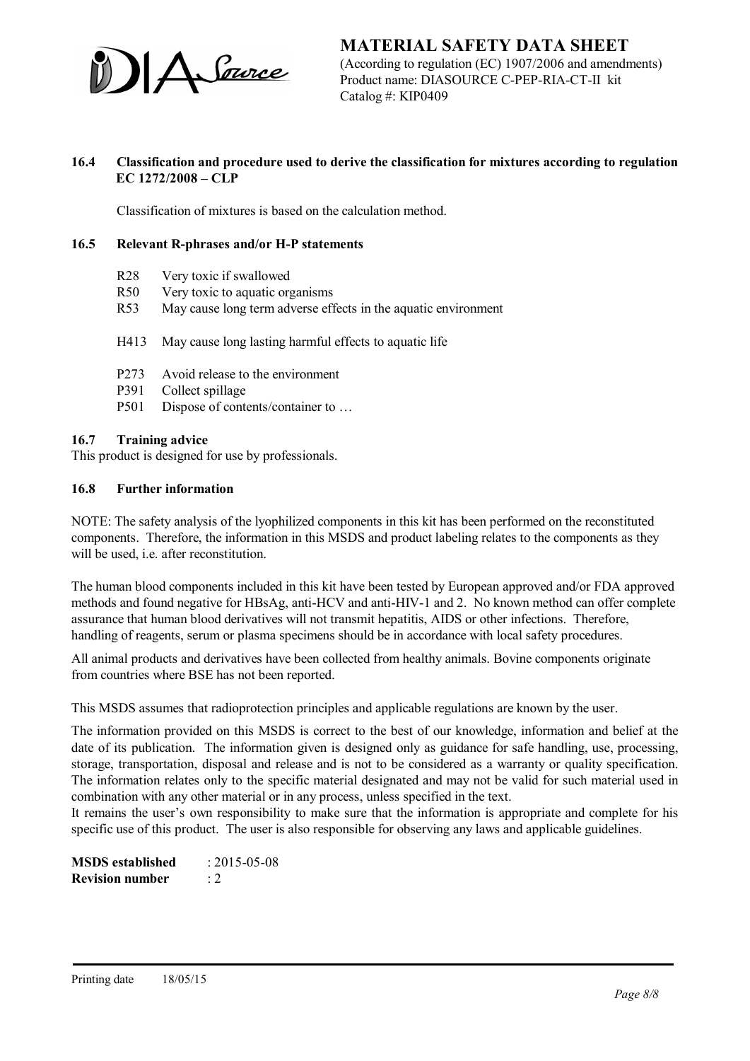### 16.4 Classification and procedure used to derive the classification for mixtures according to regulation EC 1272/2008 – CLP

Classification of mixtures is based on the calculation method.

### 16.5 Relevant R-phrases and/or H-P statements

R28 Very toxic if swallowed
R50 Very toxic to aquatic organisms
R53 May cause long term adverse effects in the aquatic environment

H413 May cause long lasting harmful effects to aquatic life

P273 Avoid release to the environment
P391 Collect spillage
P501 Dispose of contents/container to …

### 16.7 Training advice

This product is designed for use by professionals.

### 16.8 Further information

NOTE: The safety analysis of the lyophilized components in this kit has been performed on the reconstituted components. Therefore, the information in this MSDS and product labeling relates to the components as they will be used, i.e. after reconstitution.

The human blood components included in this kit have been tested by European approved and/or FDA approved methods and found negative for HBsAg, anti-HCV and anti-HIV-1 and 2. No known method can offer complete assurance that human blood derivatives will not transmit hepatitis, AIDS or other infections. Therefore, handling of reagents, serum or plasma specimens should be in accordance with local safety procedures.

All animal products and derivatives have been collected from healthy animals. Bovine components originate from countries where BSE has not been reported.

This MSDS assumes that radioprotection principles and applicable regulations are known by the user.

The information provided on this MSDS is correct to the best of our knowledge, information and belief at the date of its publication. The information given is designed only as guidance for safe handling, use, processing, storage, transportation, disposal and release and is not to be considered as a warranty or quality specification. The information relates only to the specific material designated and may not be valid for such material used in combination with any other material or in any process, unless specified in the text.
It remains the user's own responsibility to make sure that the information is appropriate and complete for his specific use of this product. The user is also responsible for observing any laws and applicable guidelines.

**MSDS established** : 2015-05-08
**Revision number** : 2

Printing date 18/05/15